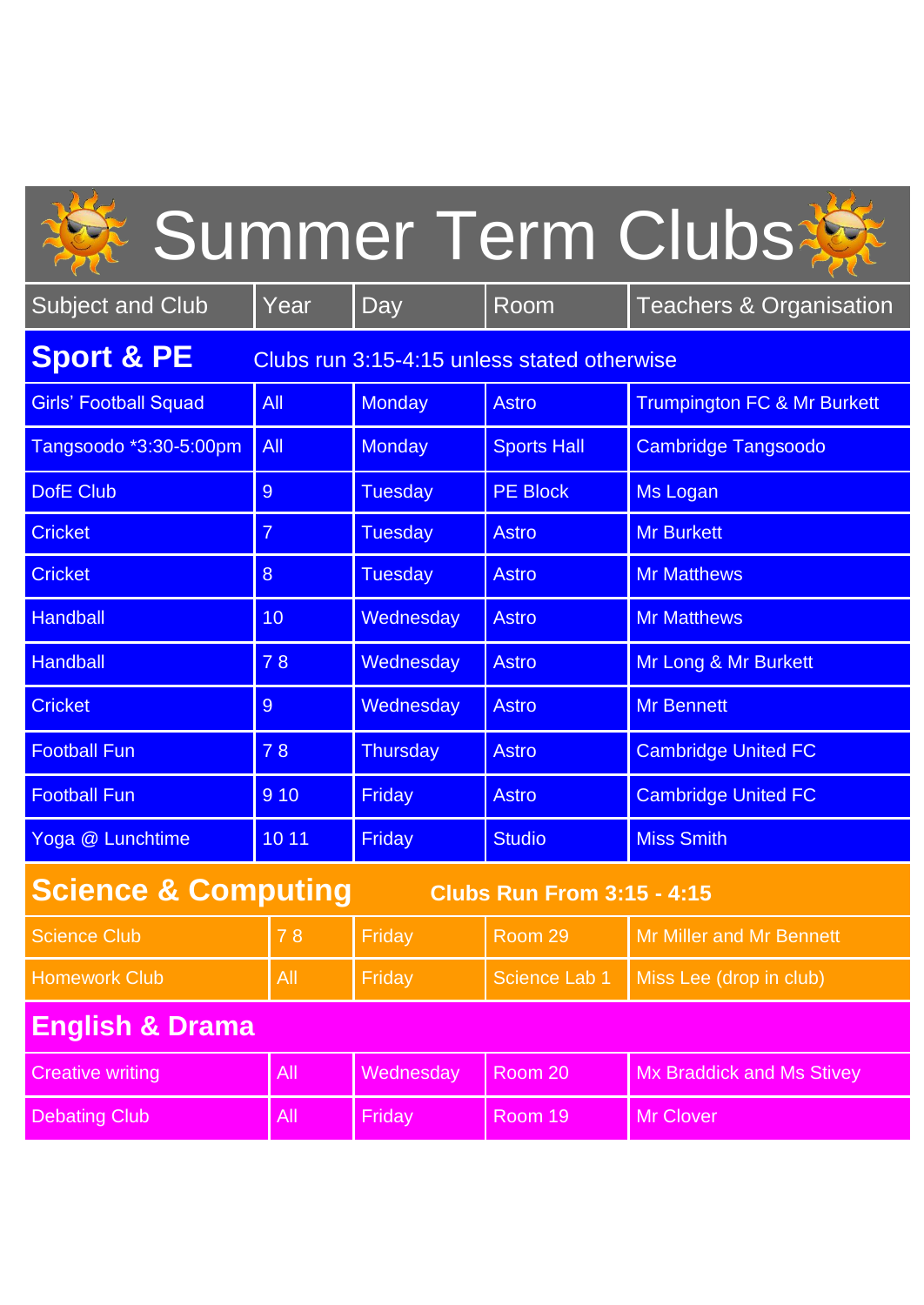# Summer Term Clubs

| Subject and Club | Year | Day | Room | Teachers & Organisation |
|---|---|---|---|---|
| **Sport & PE** | Clubs run 3:15-4:15 unless stated otherwise | | | |
| Girls' Football Squad | All | Monday | Astro | Trumpington FC & Mr Burkett |
| Tangsoodo *3:30-5:00pm | All | Monday | Sports Hall | Cambridge Tangsoodo |
| DofE Club | 9 | Tuesday | PE Block | Ms Logan |
| Cricket | 7 | Tuesday | Astro | Mr Burkett |
| Cricket | 8 | Tuesday | Astro | Mr Matthews |
| Handball | 10 | Wednesday | Astro | Mr Matthews |
| Handball | 7 8 | Wednesday | Astro | Mr Long & Mr Burkett |
| Cricket | 9 | Wednesday | Astro | Mr Bennett |
| Football Fun | 7 8 | Thursday | Astro | Cambridge United FC |
| Football Fun | 9 10 | Friday | Astro | Cambridge United FC |
| Yoga @ Lunchtime | 10 11 | Friday | Studio | Miss Smith |
| **Science & Computing** | **Clubs Run From 3:15 - 4:15** | | | |
| Science Club | 7 8 | Friday | Room 29 | Mr Miller and Mr Bennett |
| Homework Club | All | Friday | Science Lab 1 | Miss Lee (drop in club) |
| **English & Drama** | | | | |
| Creative writing | All | Wednesday | Room 20 | Mx Braddick and Ms Stivey |
| Debating Club | All | Friday | Room 19 | Mr Clover |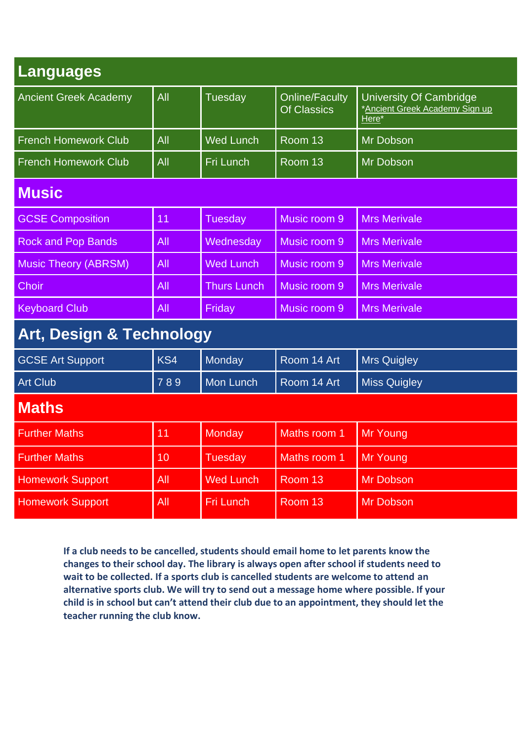| | | | | |
|---|---|---|---|---|
| **Languages** | | | | |
| Ancient Greek Academy | All | Tuesday | Online/Faculty Of Classics | University Of Cambridge *Ancient Greek Academy Sign up Here* |
| French Homework Club | All | Wed Lunch | Room 13 | Mr Dobson |
| French Homework Club | All | Fri Lunch | Room 13 | Mr Dobson |
| **Music** | | | | |
| GCSE Composition | 11 | Tuesday | Music room 9 | Mrs Merivale |
| Rock and Pop Bands | All | Wednesday | Music room 9 | Mrs Merivale |
| Music Theory (ABRSM) | All | Wed Lunch | Music room 9 | Mrs Merivale |
| Choir | All | Thurs Lunch | Music room 9 | Mrs Merivale |
| Keyboard Club | All | Friday | Music room 9 | Mrs Merivale |
| **Art, Design & Technology** | | | | |
| GCSE Art Support | KS4 | Monday | Room 14 Art | Mrs Quigley |
| Art Club | 7 8 9 | Mon Lunch | Room 14 Art | Miss Quigley |
| **Maths** | | | | |
| Further Maths | 11 | Monday | Maths room 1 | Mr Young |
| Further Maths | 10 | Tuesday | Maths room 1 | Mr Young |
| Homework Support | All | Wed Lunch | Room 13 | Mr Dobson |
| Homework Support | All | Fri Lunch | Room 13 | Mr Dobson |

**If a club needs to be cancelled, students should email home to let parents know the changes to their school day. The library is always open after school if students need to wait to be collected. If a sports club is cancelled students are welcome to attend an alternative sports club. We will try to send out a message home where possible. If your child is in school but can't attend their club due to an appointment, they should let the teacher running the club know.**